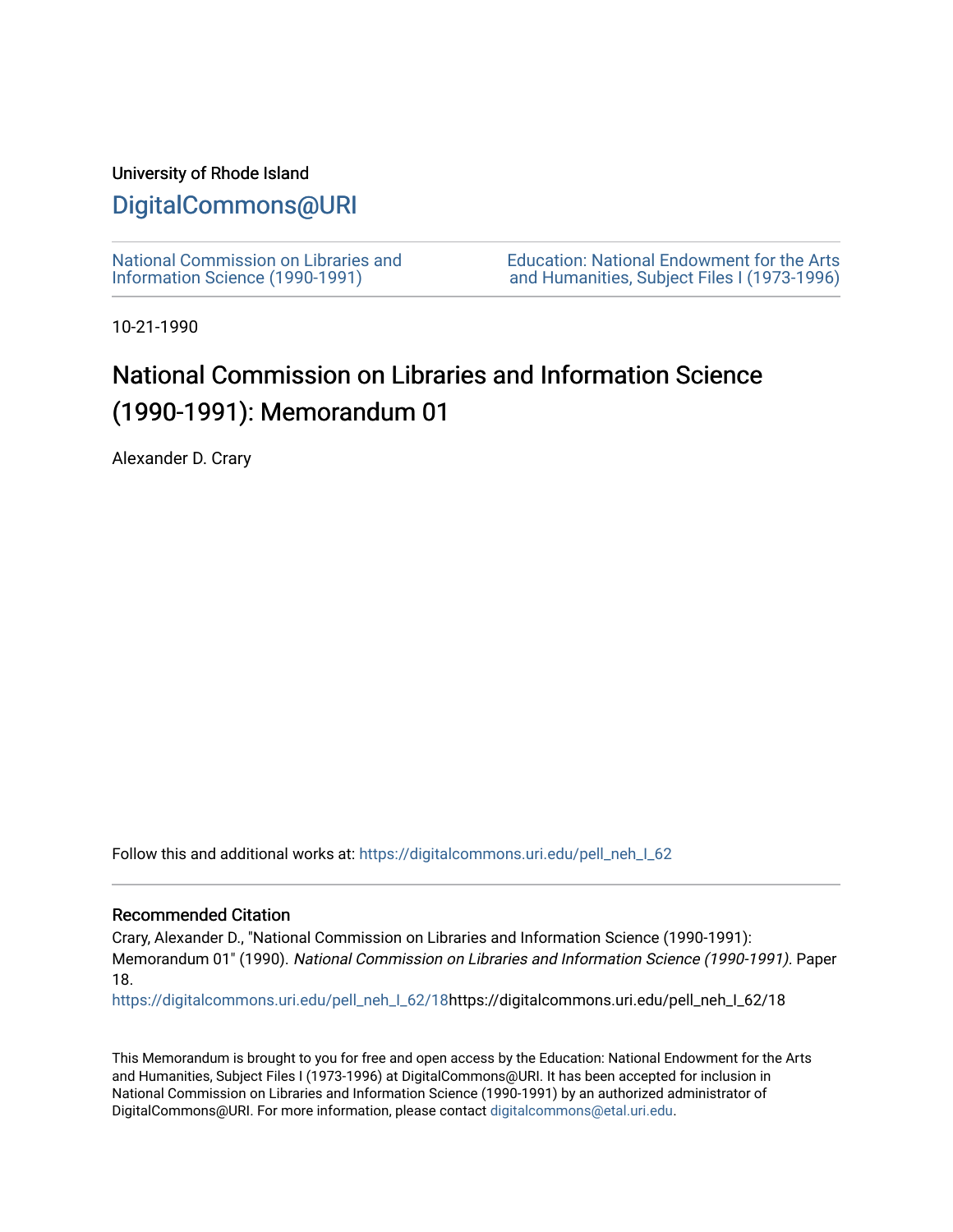University of Rhode Island

# DigitalCommons@URI

National Commission on Libraries and Information Science (1990-1991)

Education: National Endowment for the Arts and Humanities, Subject Files I (1973-1996)

10-21-1990

# National Commission on Libraries and Information Science (1990-1991): Memorandum 01

Alexander D. Crary

Follow this and additional works at: https://digitalcommons.uri.edu/pell_neh_I_62

## Recommended Citation

Crary, Alexander D., "National Commission on Libraries and Information Science (1990-1991): Memorandum 01" (1990). *National Commission on Libraries and Information Science (1990-1991)*. Paper 18.
https://digitalcommons.uri.edu/pell_neh_I_62/18https://digitalcommons.uri.edu/pell_neh_I_62/18

This Memorandum is brought to you for free and open access by the Education: National Endowment for the Arts and Humanities, Subject Files I (1973-1996) at DigitalCommons@URI. It has been accepted for inclusion in National Commission on Libraries and Information Science (1990-1991) by an authorized administrator of DigitalCommons@URI. For more information, please contact digitalcommons@etal.uri.edu.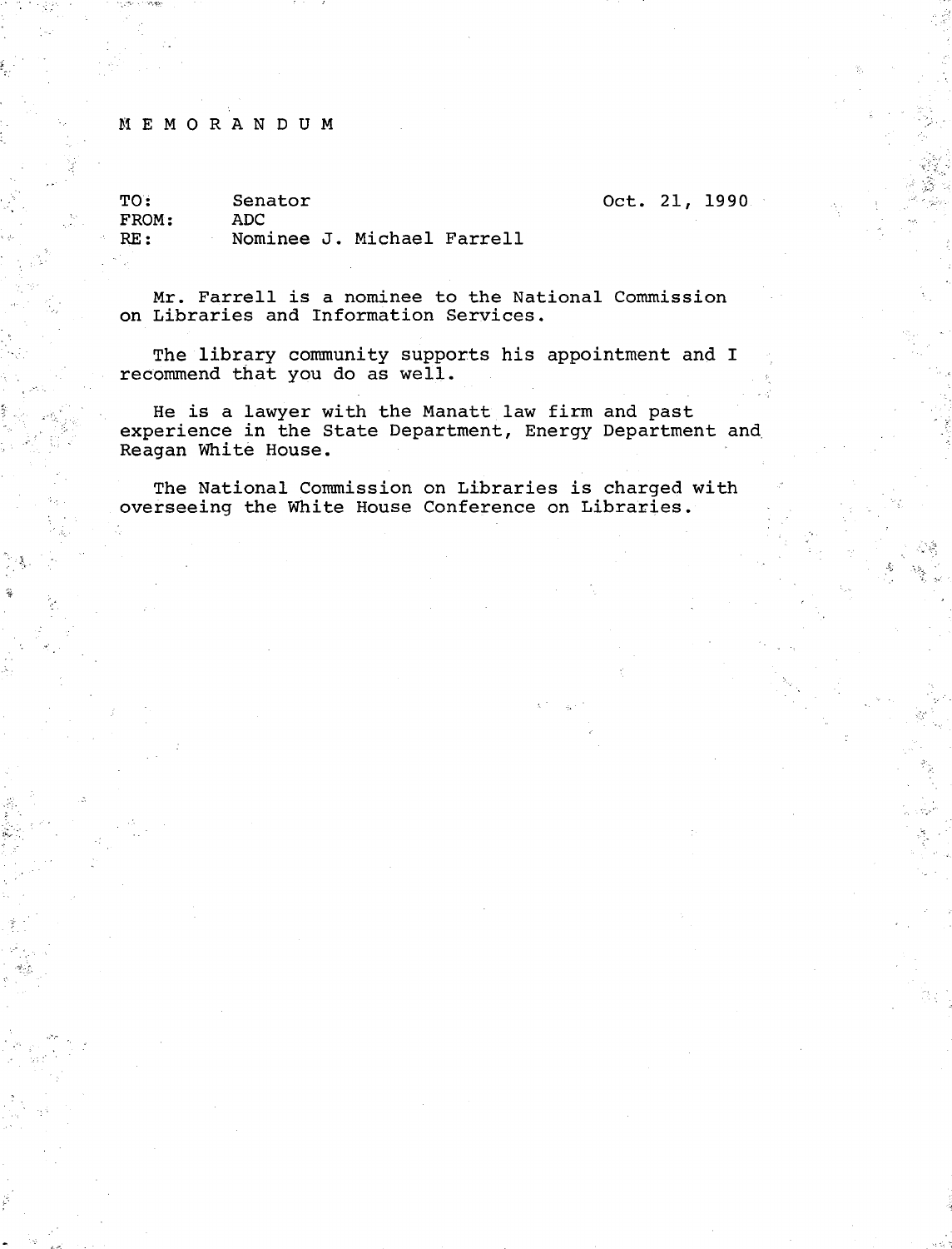M E M O R A N D U M

TO: Senator
FROM: ADC
RE: Nominee J. Michael Farrell

Oct. 21, 1990

Mr. Farrell is a nominee to the National Commission on Libraries and Information Services.

The library community supports his appointment and I recommend that you do as well.

He is a lawyer with the Manatt law firm and past experience in the State Department, Energy Department and Reagan White House.

The National Commission on Libraries is charged with overseeing the White House Conference on Libraries.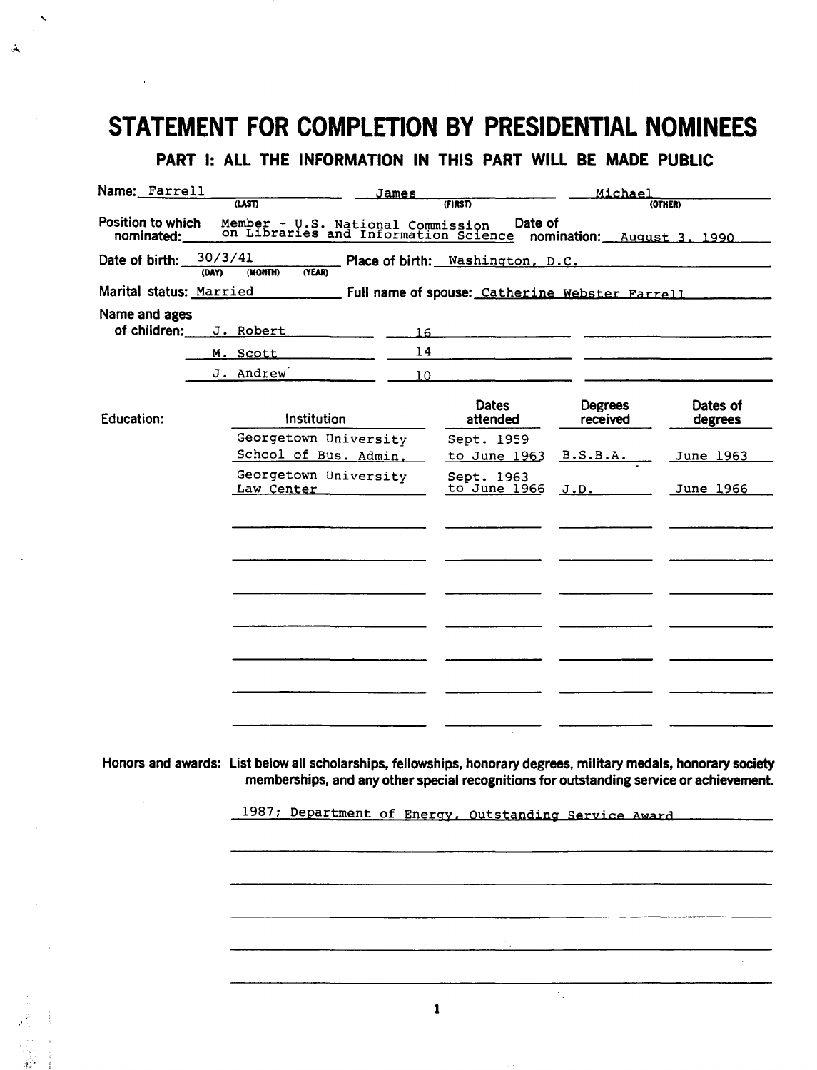# STATEMENT FOR COMPLETION BY PRESIDENTIAL NOMINEES

## PART I: ALL THE INFORMATION IN THIS PART WILL BE MADE PUBLIC

**Name:** Farrell (LAST) James (FIRST) Michael (OTHER)

**Position to which nominated:** Member - U.S. National Commission on Libraries and Information Science **Date of nomination:** August 3, 1990

**Date of birth:** 30/3/41 (DAY) (MONTH) (YEAR) **Place of birth:** Washington, D.C.

**Marital status:** Married **Full name of spouse:** Catherine Webster Farrell

**Name and ages of children:**

| Name | Age |
|---|---|
| J. Robert | 16 |
| M. Scott | 14 |
| J. Andrew | 10 |

**Education:**

| Institution | Dates attended | Degrees received | Dates of degrees |
|---|---|---|---|
| Georgetown University School of Bus. Admin. | Sept. 1959 to June 1963 | B.S.B.A. | June 1963 |
| Georgetown University Law Center | Sept. 1963 to June 1966 | J.D. | June 1966 |

**Honors and awards:** List below all scholarships, fellowships, honorary degrees, military medals, honorary society memberships, and any other special recognitions for outstanding service or achievement.

1987; Department of Energy, Outstanding Service Award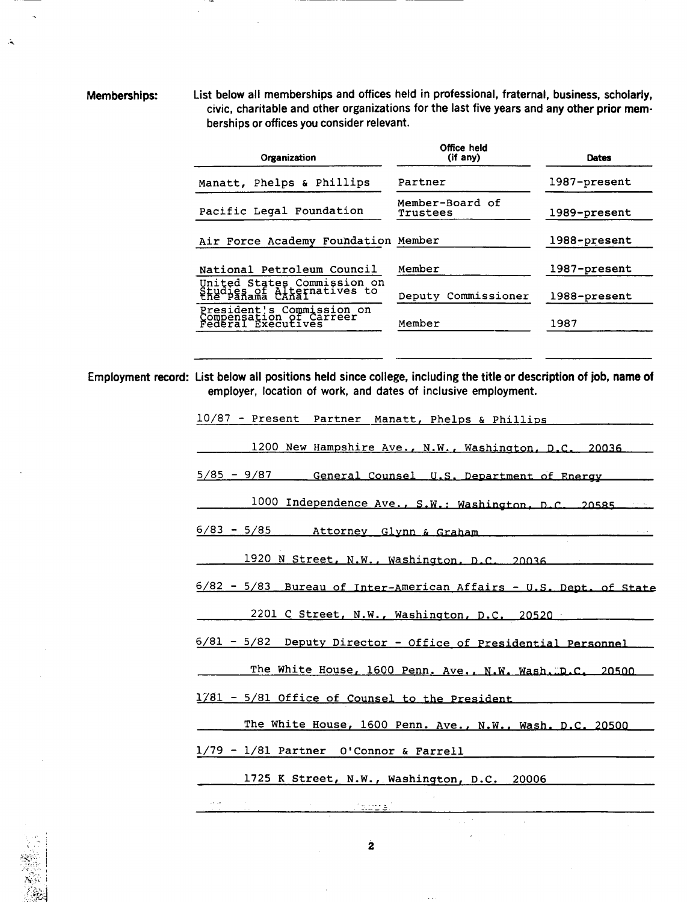**Memberships:** List below all memberships and offices held in professional, fraternal, business, scholarly, civic, charitable and other organizations for the last five years and any other prior memberships or offices you consider relevant.

| Organization | Office held (if any) | Dates |
|---|---|---|
| Manatt, Phelps & Phillips | Partner | 1987-present |
| Pacific Legal Foundation | Member-Board of Trustees | 1989-present |
| Air Force Academy Foundation | Member | 1988-present |
| National Petroleum Council | Member | 1987-present |
| United States Commission on Studies of Alternatives to the Panama Canal | Deputy Commissioner | 1988-present |
| President's Commission on Compensation of Carreer Federal Executives | Member | 1987 |

**Employment record:** List below all positions held since college, including the title or description of job, name of employer, location of work, and dates of inclusive employment.

10/87 - Present Partner Manatt, Phelps & Phillips
1200 New Hampshire Ave., N.W., Washington, D.C. 20036

5/85 - 9/87 General Counsel U.S. Department of Energy
1000 Independence Ave., S.W.; Washington, D.C. 20585

6/83 - 5/85 Attorney Glynn & Graham
1920 N Street, N.W., Washington, D.C. 20036

6/82 - 5/83 Bureau of Inter-American Affairs - U.S. Dept. of State
2201 C Street, N.W., Washington, D.C. 20520

6/81 - 5/82 Deputy Director - Office of Presidential Personnel
The White House, 1600 Penn. Ave., N.W. Wash. D.C. 20500

1/81 - 5/81 Office of Counsel to the President
The White House, 1600 Penn. Ave., N.W., Wash. D.C. 20500

1/79 - 1/81 Partner O'Connor & Farrell
1725 K Street, N.W., Washington, D.C. 20006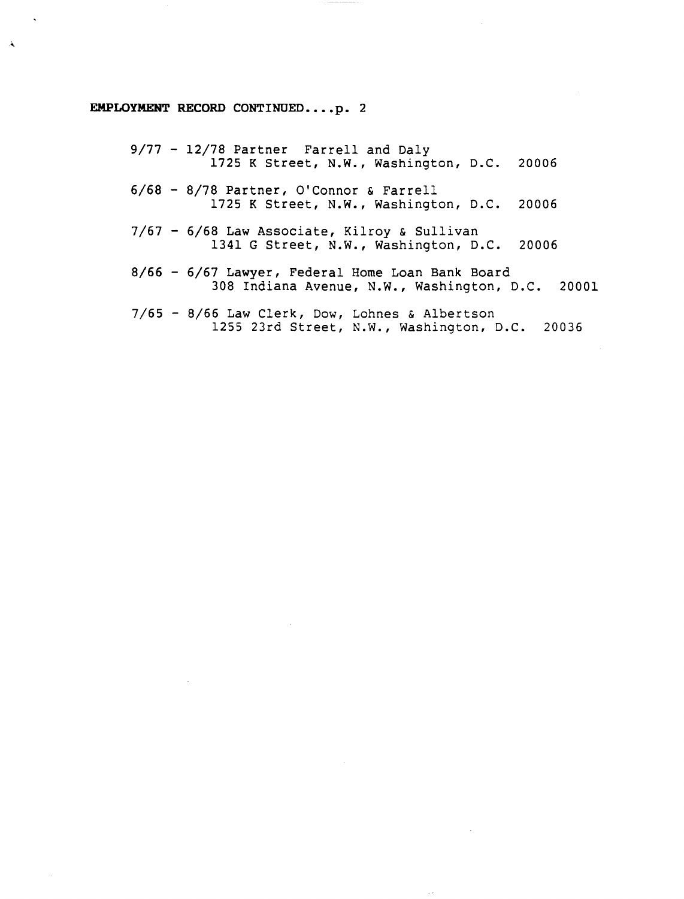**EMPLOYMENT RECORD CONTINUED....p. 2**

9/77 - 12/78 Partner  Farrell and Daly
1725 K Street, N.W., Washington, D.C.  20006

6/68 - 8/78 Partner, O'Connor & Farrell
1725 K Street, N.W., Washington, D.C.  20006

7/67 - 6/68 Law Associate, Kilroy & Sullivan
1341 G Street, N.W., Washington, D.C.  20006

8/66 - 6/67 Lawyer, Federal Home Loan Bank Board
308 Indiana Avenue, N.W., Washington, D.C.  20001

7/65 - 8/66 Law Clerk, Dow, Lohnes & Albertson
1255 23rd Street, N.W., Washington, D.C.  20036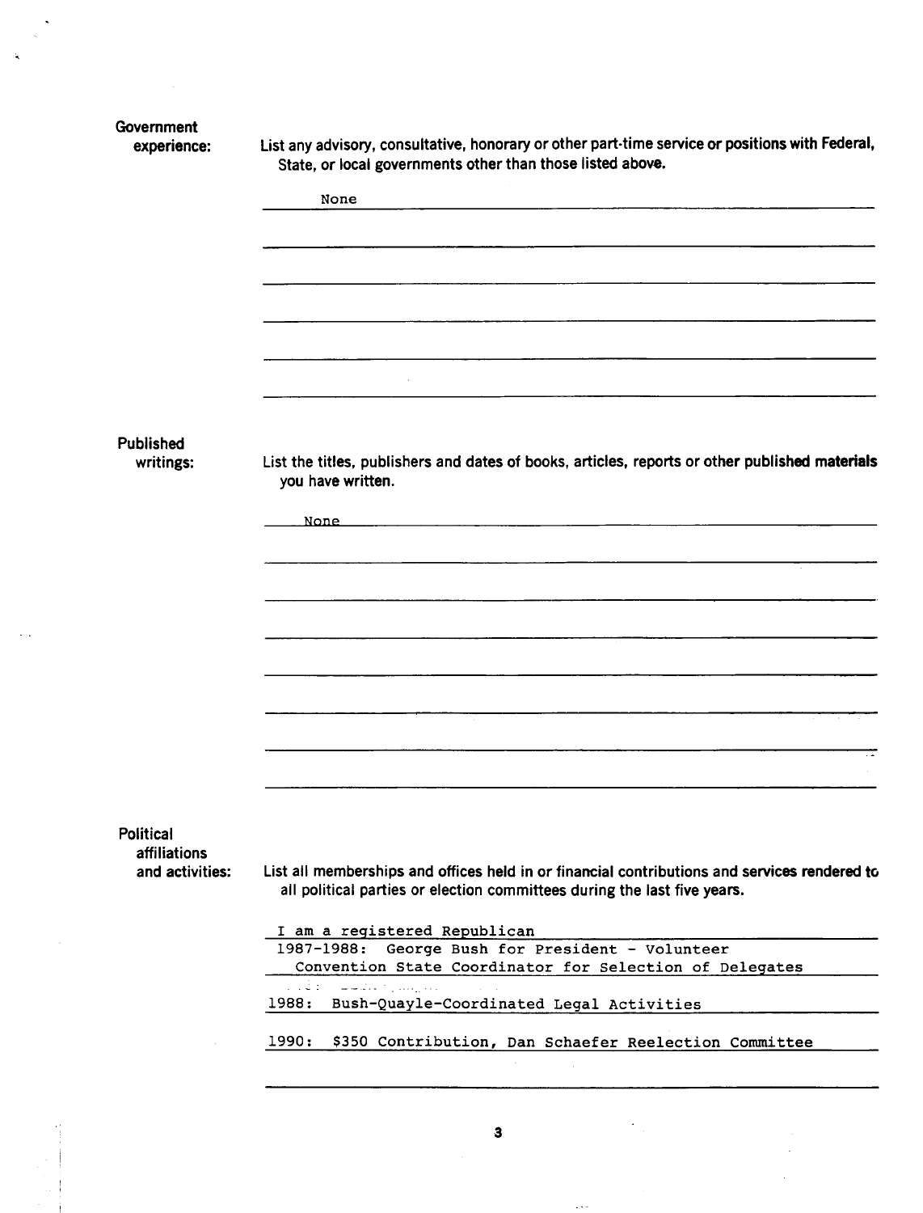**Government experience:** List any advisory, consultative, honorary or other part-time service or positions with Federal, State, or local governments other than those listed above.

None

**Published writings:** List the titles, publishers and dates of books, articles, reports or other published materials you have written.

None

**Political affiliations and activities:** List all memberships and offices held in or financial contributions and services rendered to all political parties or election committees during the last five years.

I am a registered Republican

1987-1988: George Bush for President - Volunteer Convention State Coordinator for Selection of Delegates

1988: Bush-Quayle-Coordinated Legal Activities

1990: $350 Contribution, Dan Schaefer Reelection Committee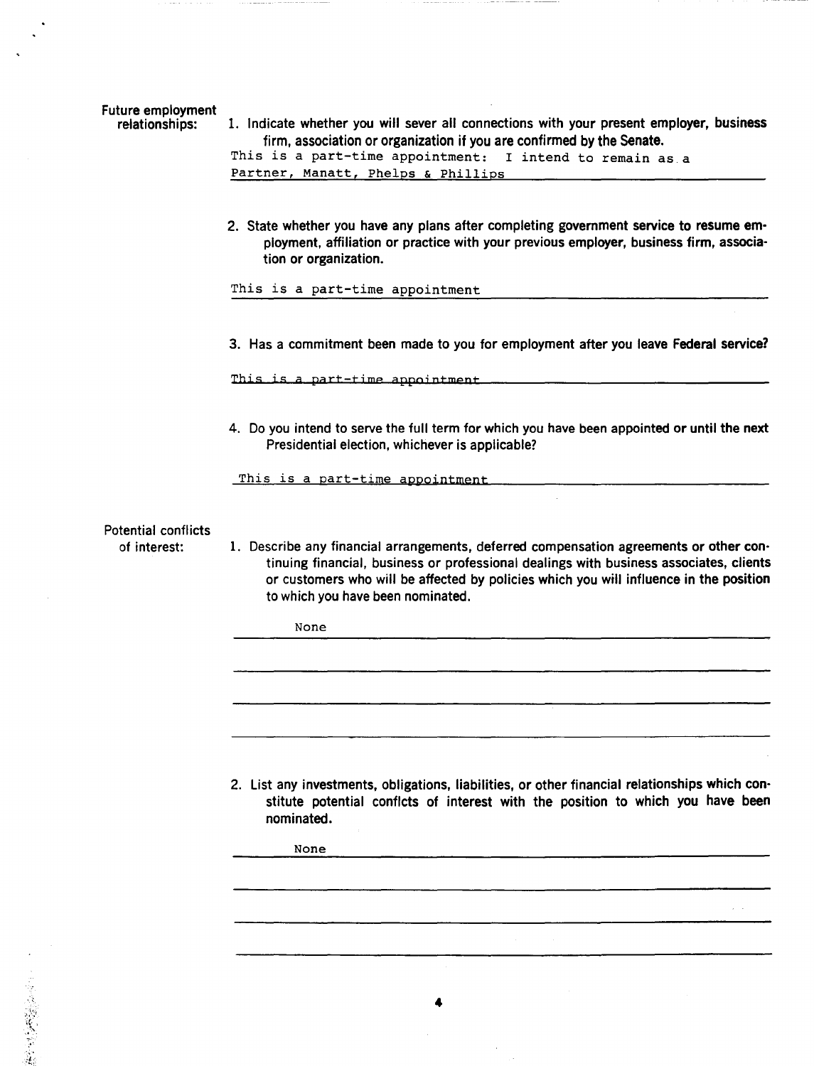**Future employment relationships:**

1. Indicate whether you will sever all connections with your present employer, business firm, association or organization if you are confirmed by the Senate.

   This is a part-time appointment: I intend to remain as a Partner, Manatt, Phelps & Phillips

2. State whether you have any plans after completing government service to resume employment, affiliation or practice with your previous employer, business firm, association or organization.

   This is a part-time appointment

3. Has a commitment been made to you for employment after you leave Federal service?

   This is a part-time appointment

4. Do you intend to serve the full term for which you have been appointed or until the next Presidential election, whichever is applicable?

   This is a part-time appointment

**Potential conflicts of interest:**

1. Describe any financial arrangements, deferred compensation agreements or other continuing financial, business or professional dealings with business associates, clients or customers who will be affected by policies which you will influence in the position to which you have been nominated.

   None

2. List any investments, obligations, liabilities, or other financial relationships which constitute potential conflcts of interest with the position to which you have been nominated.

   None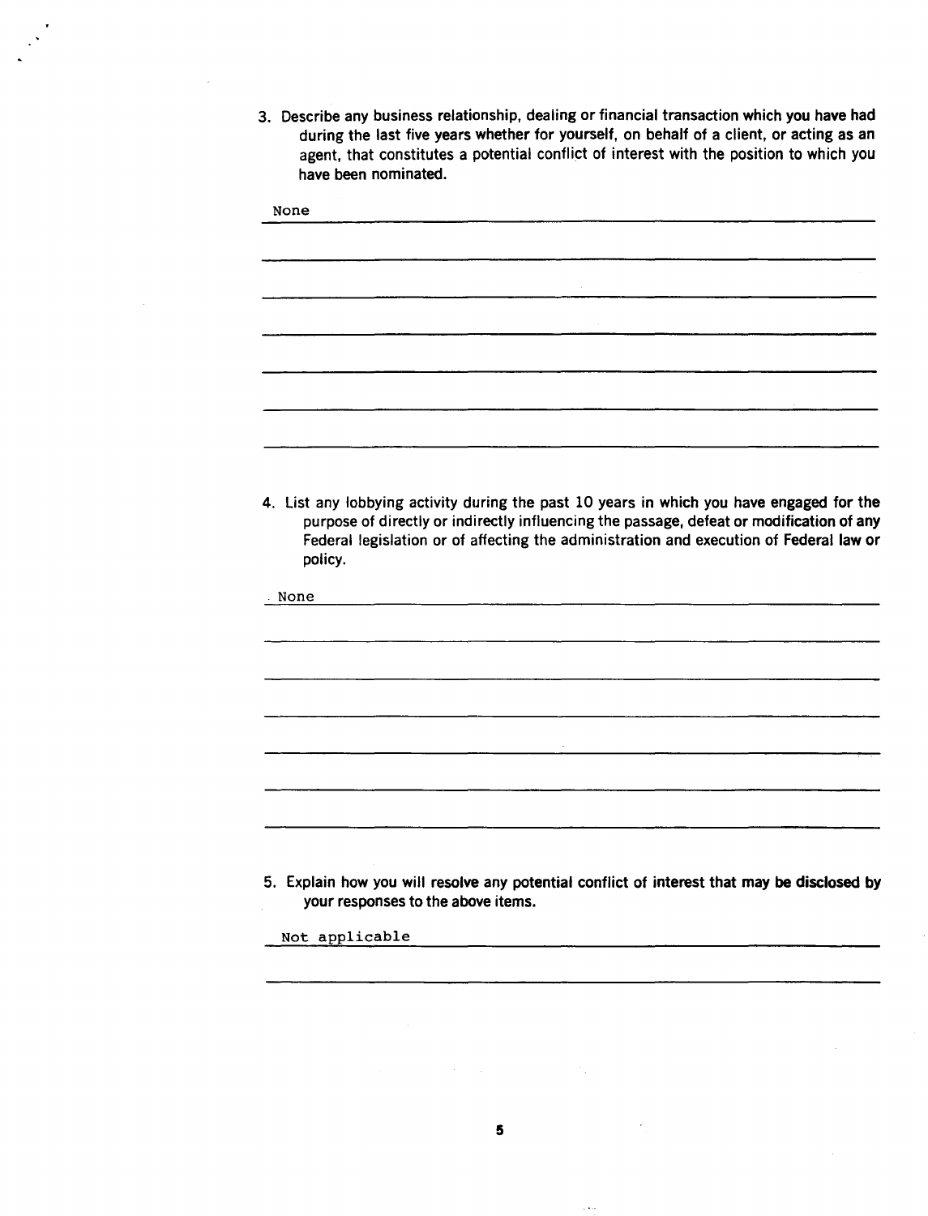3. Describe any business relationship, dealing or financial transaction which you have had during the last five years whether for yourself, on behalf of a client, or acting as an agent, that constitutes a potential conflict of interest with the position to which you have been nominated.

None

4. List any lobbying activity during the past 10 years in which you have engaged for the purpose of directly or indirectly influencing the passage, defeat or modification of any Federal legislation or of affecting the administration and execution of Federal law or policy.

None

5. Explain how you will resolve any potential conflict of interest that may be disclosed by your responses to the above items.

Not applicable